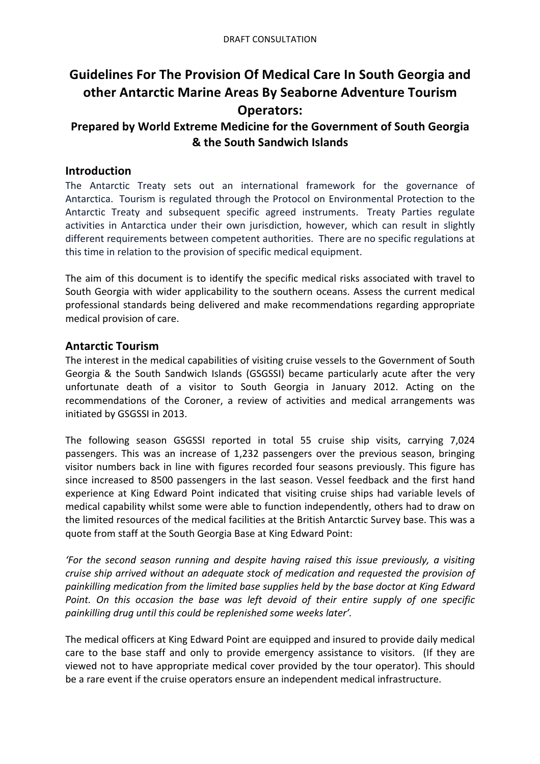DRAFT CONSULTATION

# Guidelines For The Provision Of Medical Care In South Georgia and other Antarctic Marine Areas By Seaborne Adventure Tourism Operators:

### Prepared by World Extreme Medicine for the Government of South Georgia & the South Sandwich Islands

## Introduction

The Antarctic Treaty sets out an international framework for the governance of Antarctica. Tourism is regulated through the Protocol on Environmental Protection to the Antarctic Treaty and subsequent specific agreed instruments. Treaty Parties regulate activities in Antarctica under their own jurisdiction, however, which can result in slightly different requirements between competent authorities. There are no specific regulations at this time in relation to the provision of specific medical equipment.

The aim of this document is to identify the specific medical risks associated with travel to South Georgia with wider applicability to the southern oceans. Assess the current medical professional standards being delivered and make recommendations regarding appropriate medical provision of care.

## Antarctic Tourism

The interest in the medical capabilities of visiting cruise vessels to the Government of South Georgia & the South Sandwich Islands (GSGSSI) became particularly acute after the very unfortunate death of a visitor to South Georgia in January 2012. Acting on the recommendations of the Coroner, a review of activities and medical arrangements was initiated by GSGSSI in 2013.

The following season GSGSSI reported in total 55 cruise ship visits, carrying 7,024 passengers. This was an increase of 1,232 passengers over the previous season, bringing visitor numbers back in line with figures recorded four seasons previously. This figure has since increased to 8500 passengers in the last season. Vessel feedback and the first hand experience at King Edward Point indicated that visiting cruise ships had variable levels of medical capability whilst some were able to function independently, others had to draw on the limited resources of the medical facilities at the British Antarctic Survey base. This was a quote from staff at the South Georgia Base at King Edward Point:

*'For the second season running and despite having raised this issue previously, a visiting cruise ship arrived without an adequate stock of medication and requested the provision of painkilling medication from the limited base supplies held by the base doctor at King Edward Point. On this occasion the base was left devoid of their entire supply of one specific painkilling drug until this could be replenished some weeks later'.*

The medical officers at King Edward Point are equipped and insured to provide daily medical care to the base staff and only to provide emergency assistance to visitors. (If they are viewed not to have appropriate medical cover provided by the tour operator). This should be a rare event if the cruise operators ensure an independent medical infrastructure.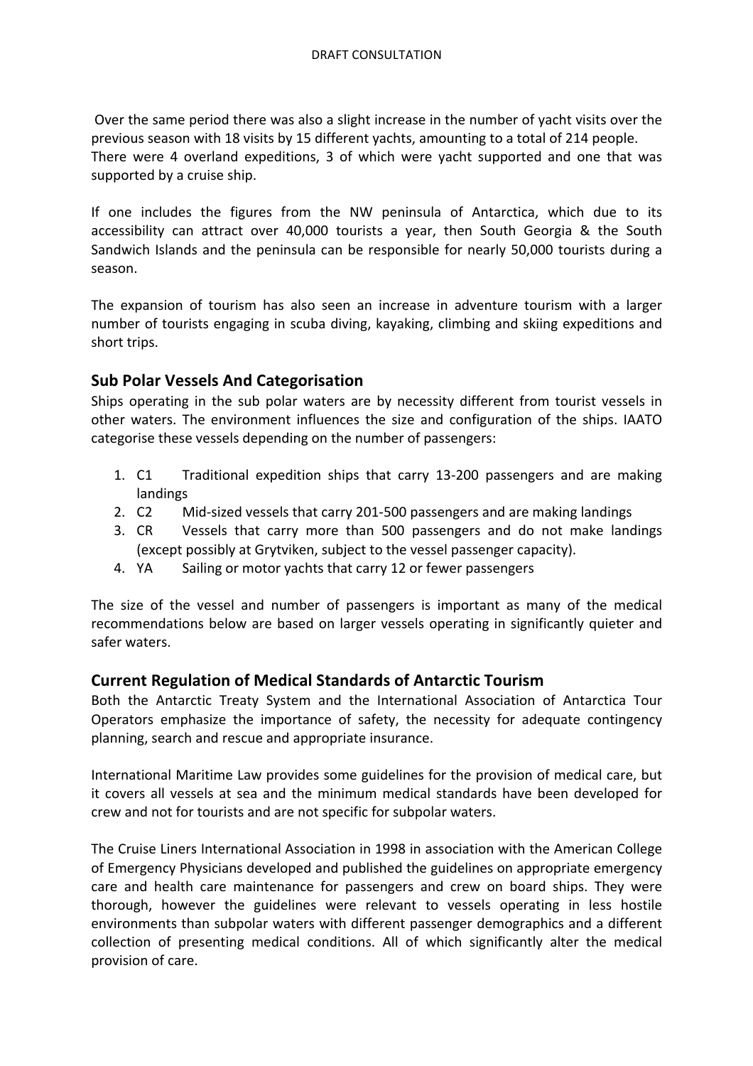Over the same period there was also a slight increase in the number of yacht visits over the previous season with 18 visits by 15 different yachts, amounting to a total of 214 people. There were 4 overland expeditions, 3 of which were yacht supported and one that was supported by a cruise ship.

If one includes the figures from the NW peninsula of Antarctica, which due to its accessibility can attract over 40,000 tourists a year, then South Georgia & the South Sandwich Islands and the peninsula can be responsible for nearly 50,000 tourists during a season.

The expansion of tourism has also seen an increase in adventure tourism with a larger number of tourists engaging in scuba diving, kayaking, climbing and skiing expeditions and short trips.

## Sub Polar Vessels And Categorisation

Ships operating in the sub polar waters are by necessity different from tourist vessels in other waters. The environment influences the size and configuration of the ships. IAATO categorise these vessels depending on the number of passengers:

1. C1 Traditional expedition ships that carry 13-200 passengers and are making landings
2. C2 Mid-sized vessels that carry 201-500 passengers and are making landings
3. CR Vessels that carry more than 500 passengers and do not make landings (except possibly at Grytviken, subject to the vessel passenger capacity).
4. YA Sailing or motor yachts that carry 12 or fewer passengers

The size of the vessel and number of passengers is important as many of the medical recommendations below are based on larger vessels operating in significantly quieter and safer waters.

## Current Regulation of Medical Standards of Antarctic Tourism

Both the Antarctic Treaty System and the International Association of Antarctica Tour Operators emphasize the importance of safety, the necessity for adequate contingency planning, search and rescue and appropriate insurance.

International Maritime Law provides some guidelines for the provision of medical care, but it covers all vessels at sea and the minimum medical standards have been developed for crew and not for tourists and are not specific for subpolar waters.

The Cruise Liners International Association in 1998 in association with the American College of Emergency Physicians developed and published the guidelines on appropriate emergency care and health care maintenance for passengers and crew on board ships. They were thorough, however the guidelines were relevant to vessels operating in less hostile environments than subpolar waters with different passenger demographics and a different collection of presenting medical conditions. All of which significantly alter the medical provision of care.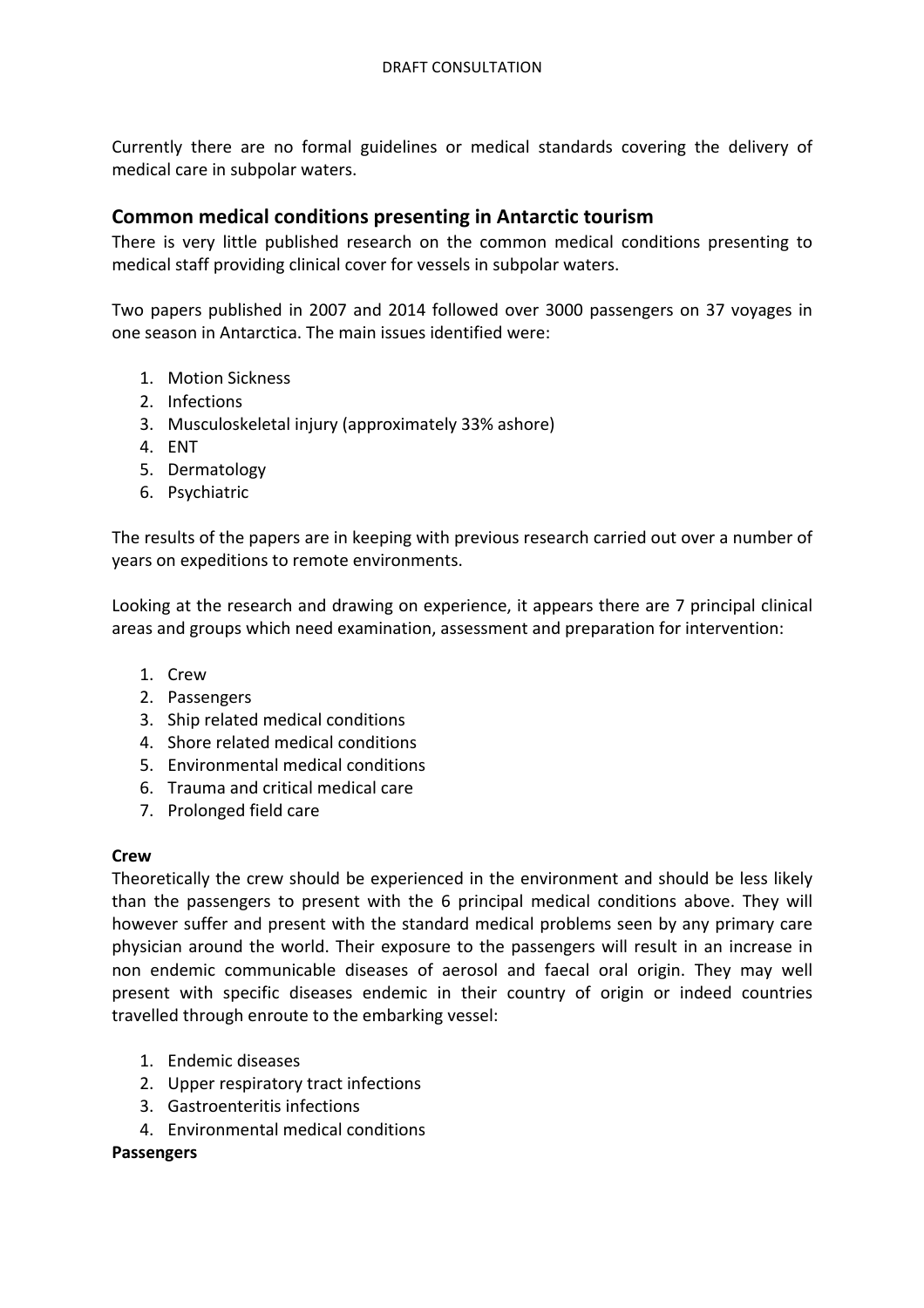Currently there are no formal guidelines or medical standards covering the delivery of medical care in subpolar waters.

## Common medical conditions presenting in Antarctic tourism

There is very little published research on the common medical conditions presenting to medical staff providing clinical cover for vessels in subpolar waters.

Two papers published in 2007 and 2014 followed over 3000 passengers on 37 voyages in one season in Antarctica. The main issues identified were:

1. Motion Sickness
2. Infections
3. Musculoskeletal injury (approximately 33% ashore)
4. ENT
5. Dermatology
6. Psychiatric

The results of the papers are in keeping with previous research carried out over a number of years on expeditions to remote environments.

Looking at the research and drawing on experience, it appears there are 7 principal clinical areas and groups which need examination, assessment and preparation for intervention:

1. Crew
2. Passengers
3. Ship related medical conditions
4. Shore related medical conditions
5. Environmental medical conditions
6. Trauma and critical medical care
7. Prolonged field care

**Crew**

Theoretically the crew should be experienced in the environment and should be less likely than the passengers to present with the 6 principal medical conditions above. They will however suffer and present with the standard medical problems seen by any primary care physician around the world. Their exposure to the passengers will result in an increase in non endemic communicable diseases of aerosol and faecal oral origin. They may well present with specific diseases endemic in their country of origin or indeed countries travelled through enroute to the embarking vessel:

1. Endemic diseases
2. Upper respiratory tract infections
3. Gastroenteritis infections
4. Environmental medical conditions

**Passengers**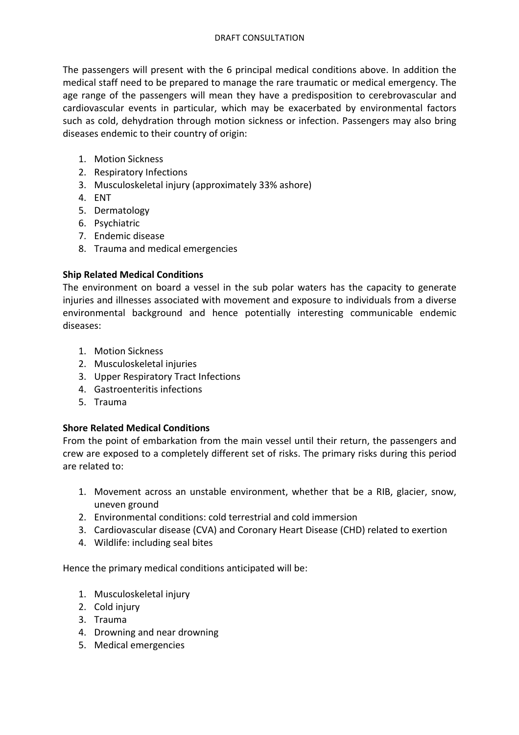The passengers will present with the 6 principal medical conditions above. In addition the medical staff need to be prepared to manage the rare traumatic or medical emergency. The age range of the passengers will mean they have a predisposition to cerebrovascular and cardiovascular events in particular, which may be exacerbated by environmental factors such as cold, dehydration through motion sickness or infection. Passengers may also bring diseases endemic to their country of origin:

1. Motion Sickness
2. Respiratory Infections
3. Musculoskeletal injury (approximately 33% ashore)
4. ENT
5. Dermatology
6. Psychiatric
7. Endemic disease
8. Trauma and medical emergencies

**Ship Related Medical Conditions**

The environment on board a vessel in the sub polar waters has the capacity to generate injuries and illnesses associated with movement and exposure to individuals from a diverse environmental background and hence potentially interesting communicable endemic diseases:

1. Motion Sickness
2. Musculoskeletal injuries
3. Upper Respiratory Tract Infections
4. Gastroenteritis infections
5. Trauma

**Shore Related Medical Conditions**

From the point of embarkation from the main vessel until their return, the passengers and crew are exposed to a completely different set of risks. The primary risks during this period are related to:

1. Movement across an unstable environment, whether that be a RIB, glacier, snow, uneven ground
2. Environmental conditions: cold terrestrial and cold immersion
3. Cardiovascular disease (CVA) and Coronary Heart Disease (CHD) related to exertion
4. Wildlife: including seal bites

Hence the primary medical conditions anticipated will be:

1. Musculoskeletal injury
2. Cold injury
3. Trauma
4. Drowning and near drowning
5. Medical emergencies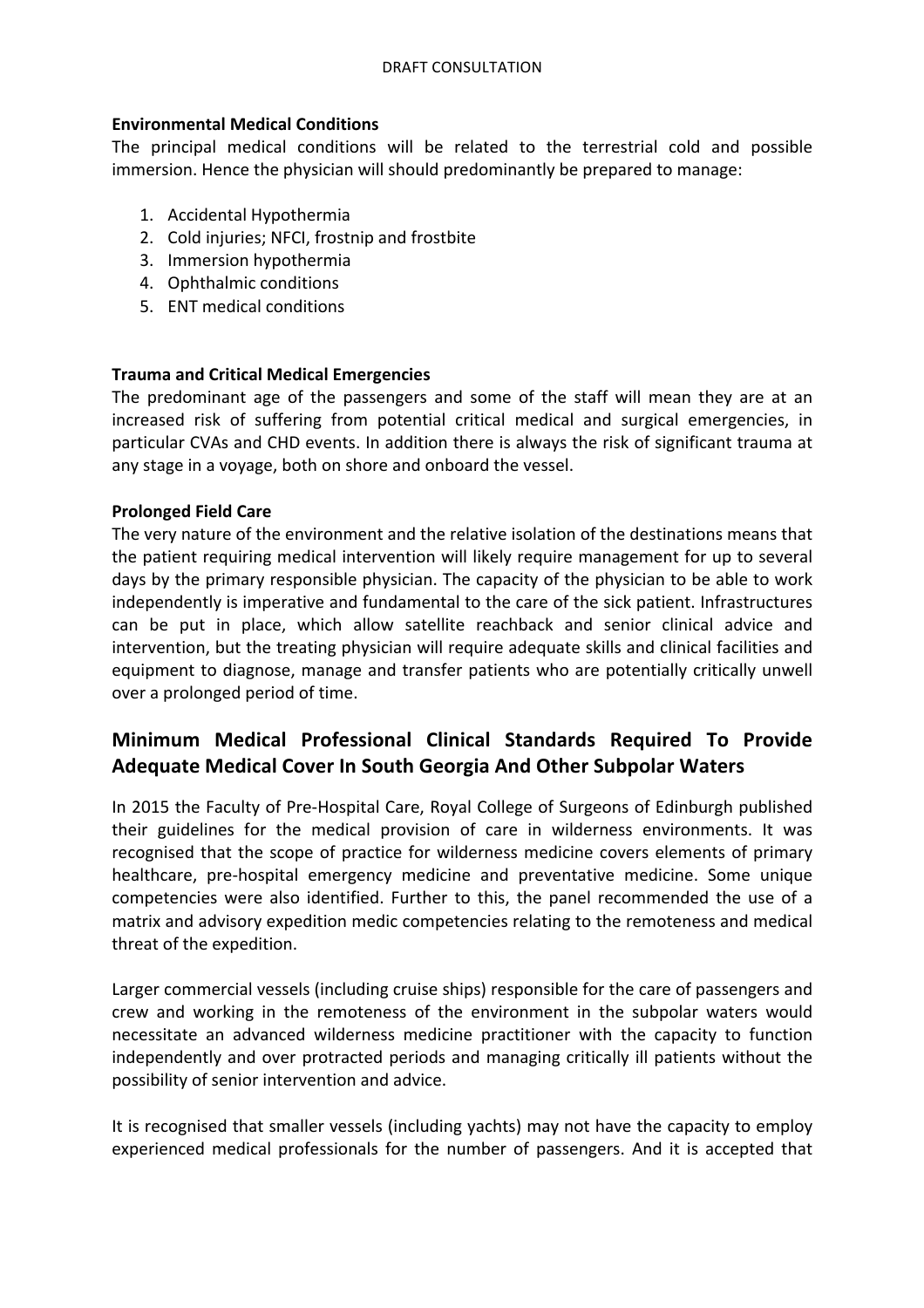**Environmental Medical Conditions**

The principal medical conditions will be related to the terrestrial cold and possible immersion. Hence the physician will should predominantly be prepared to manage:

1. Accidental Hypothermia
2. Cold injuries; NFCI, frostnip and frostbite
3. Immersion hypothermia
4. Ophthalmic conditions
5. ENT medical conditions

**Trauma and Critical Medical Emergencies**

The predominant age of the passengers and some of the staff will mean they are at an increased risk of suffering from potential critical medical and surgical emergencies, in particular CVAs and CHD events. In addition there is always the risk of significant trauma at any stage in a voyage, both on shore and onboard the vessel.

**Prolonged Field Care**

The very nature of the environment and the relative isolation of the destinations means that the patient requiring medical intervention will likely require management for up to several days by the primary responsible physician. The capacity of the physician to be able to work independently is imperative and fundamental to the care of the sick patient. Infrastructures can be put in place, which allow satellite reachback and senior clinical advice and intervention, but the treating physician will require adequate skills and clinical facilities and equipment to diagnose, manage and transfer patients who are potentially critically unwell over a prolonged period of time.

## Minimum Medical Professional Clinical Standards Required To Provide Adequate Medical Cover In South Georgia And Other Subpolar Waters

In 2015 the Faculty of Pre-Hospital Care, Royal College of Surgeons of Edinburgh published their guidelines for the medical provision of care in wilderness environments. It was recognised that the scope of practice for wilderness medicine covers elements of primary healthcare, pre-hospital emergency medicine and preventative medicine. Some unique competencies were also identified. Further to this, the panel recommended the use of a matrix and advisory expedition medic competencies relating to the remoteness and medical threat of the expedition.

Larger commercial vessels (including cruise ships) responsible for the care of passengers and crew and working in the remoteness of the environment in the subpolar waters would necessitate an advanced wilderness medicine practitioner with the capacity to function independently and over protracted periods and managing critically ill patients without the possibility of senior intervention and advice.

It is recognised that smaller vessels (including yachts) may not have the capacity to employ experienced medical professionals for the number of passengers. And it is accepted that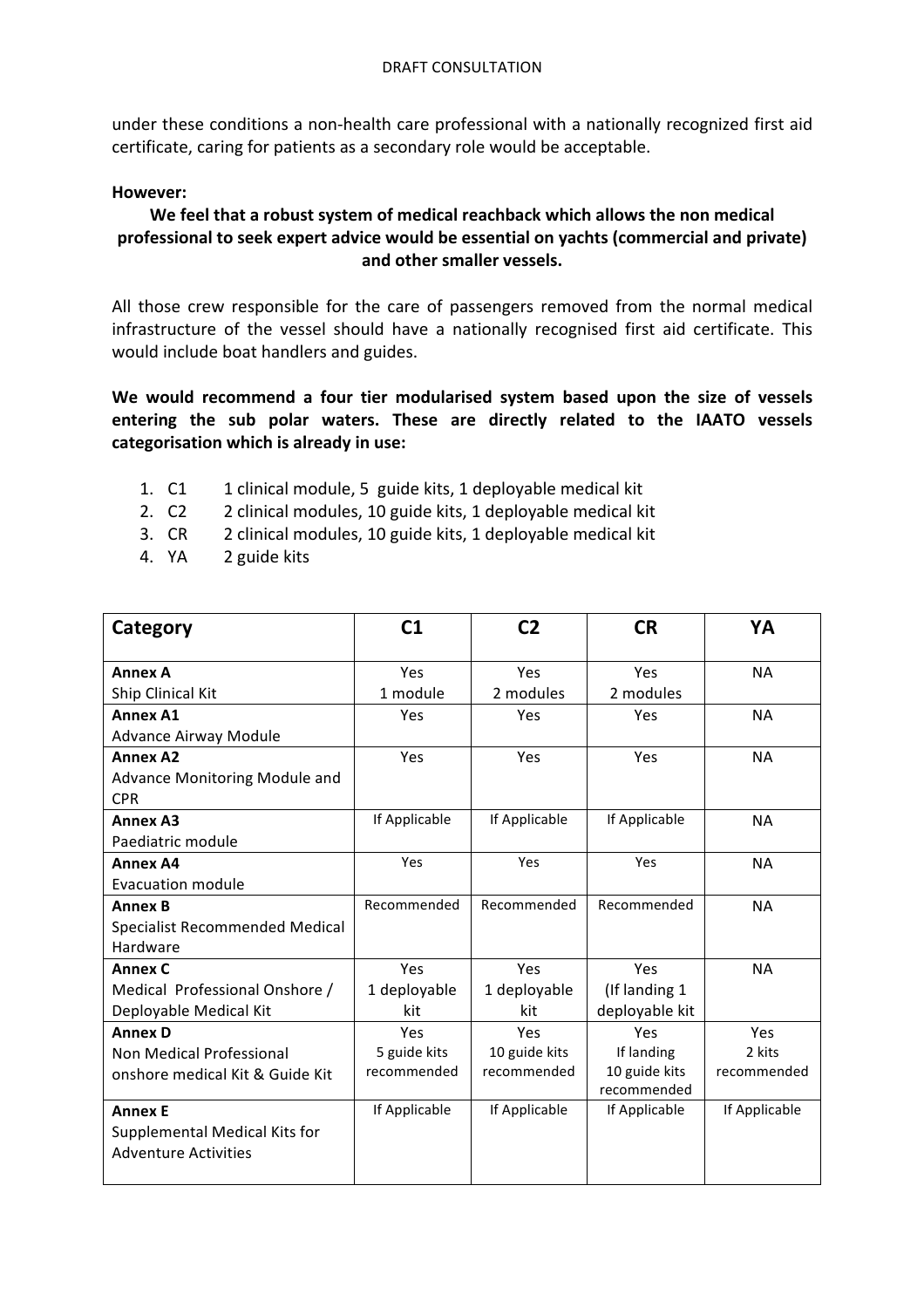under these conditions a non-health care professional with a nationally recognized first aid certificate, caring for patients as a secondary role would be acceptable.

**However:**

**We feel that a robust system of medical reachback which allows the non medical professional to seek expert advice would be essential on yachts (commercial and private) and other smaller vessels.**

All those crew responsible for the care of passengers removed from the normal medical infrastructure of the vessel should have a nationally recognised first aid certificate. This would include boat handlers and guides.

**We would recommend a four tier modularised system based upon the size of vessels entering the sub polar waters. These are directly related to the IAATO vessels categorisation which is already in use:**

1. C1 1 clinical module, 5 guide kits, 1 deployable medical kit
2. C2 2 clinical modules, 10 guide kits, 1 deployable medical kit
3. CR 2 clinical modules, 10 guide kits, 1 deployable medical kit
4. YA 2 guide kits

| Category | C1 | C2 | CR | YA |
|---|---|---|---|---|
| **Annex A** Ship Clinical Kit | Yes 1 module | Yes 2 modules | Yes 2 modules | NA |
| **Annex A1** Advance Airway Module | Yes | Yes | Yes | NA |
| **Annex A2** Advance Monitoring Module and CPR | Yes | Yes | Yes | NA |
| **Annex A3** Paediatric module | If Applicable | If Applicable | If Applicable | NA |
| **Annex A4** Evacuation module | Yes | Yes | Yes | NA |
| **Annex B** Specialist Recommended Medical Hardware | Recommended | Recommended | Recommended | NA |
| **Annex C** Medical Professional Onshore / Deployable Medical Kit | Yes 1 deployable kit | Yes 1 deployable kit | Yes (If landing 1 deployable kit | NA |
| **Annex D** Non Medical Professional onshore medical Kit & Guide Kit | Yes 5 guide kits recommended | Yes 10 guide kits recommended | Yes If landing 10 guide kits recommended | Yes 2 kits recommended |
| **Annex E** Supplemental Medical Kits for Adventure Activities | If Applicable | If Applicable | If Applicable | If Applicable |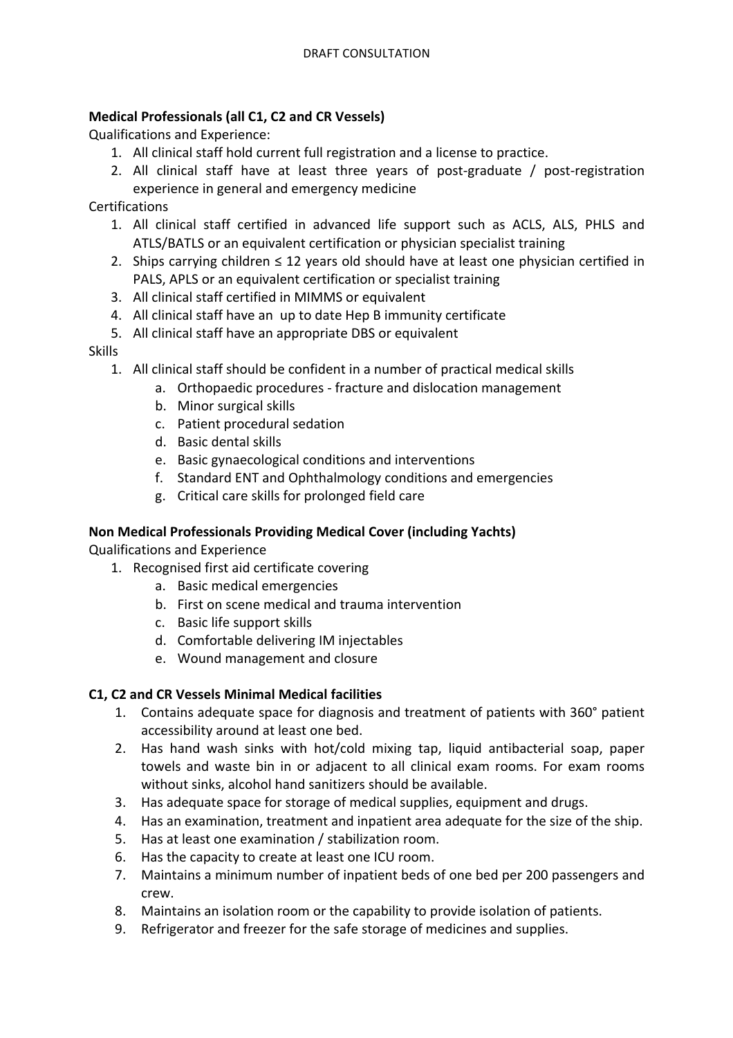**Medical Professionals (all C1, C2 and CR Vessels)**

Qualifications and Experience:

1. All clinical staff hold current full registration and a license to practice.
2. All clinical staff have at least three years of post-graduate / post-registration experience in general and emergency medicine

Certifications

1. All clinical staff certified in advanced life support such as ACLS, ALS, PHLS and ATLS/BATLS or an equivalent certification or physician specialist training
2. Ships carrying children ≤ 12 years old should have at least one physician certified in PALS, APLS or an equivalent certification or specialist training
3. All clinical staff certified in MIMMS or equivalent
4. All clinical staff have an up to date Hep B immunity certificate
5. All clinical staff have an appropriate DBS or equivalent

Skills

1. All clinical staff should be confident in a number of practical medical skills
   a. Orthopaedic procedures - fracture and dislocation management
   b. Minor surgical skills
   c. Patient procedural sedation
   d. Basic dental skills
   e. Basic gynaecological conditions and interventions
   f. Standard ENT and Ophthalmology conditions and emergencies
   g. Critical care skills for prolonged field care

**Non Medical Professionals Providing Medical Cover (including Yachts)**

Qualifications and Experience

1. Recognised first aid certificate covering
   a. Basic medical emergencies
   b. First on scene medical and trauma intervention
   c. Basic life support skills
   d. Comfortable delivering IM injectables
   e. Wound management and closure

**C1, C2 and CR Vessels Minimal Medical facilities**

1. Contains adequate space for diagnosis and treatment of patients with 360° patient accessibility around at least one bed.
2. Has hand wash sinks with hot/cold mixing tap, liquid antibacterial soap, paper towels and waste bin in or adjacent to all clinical exam rooms. For exam rooms without sinks, alcohol hand sanitizers should be available.
3. Has adequate space for storage of medical supplies, equipment and drugs.
4. Has an examination, treatment and inpatient area adequate for the size of the ship.
5. Has at least one examination / stabilization room.
6. Has the capacity to create at least one ICU room.
7. Maintains a minimum number of inpatient beds of one bed per 200 passengers and crew.
8. Maintains an isolation room or the capability to provide isolation of patients.
9. Refrigerator and freezer for the safe storage of medicines and supplies.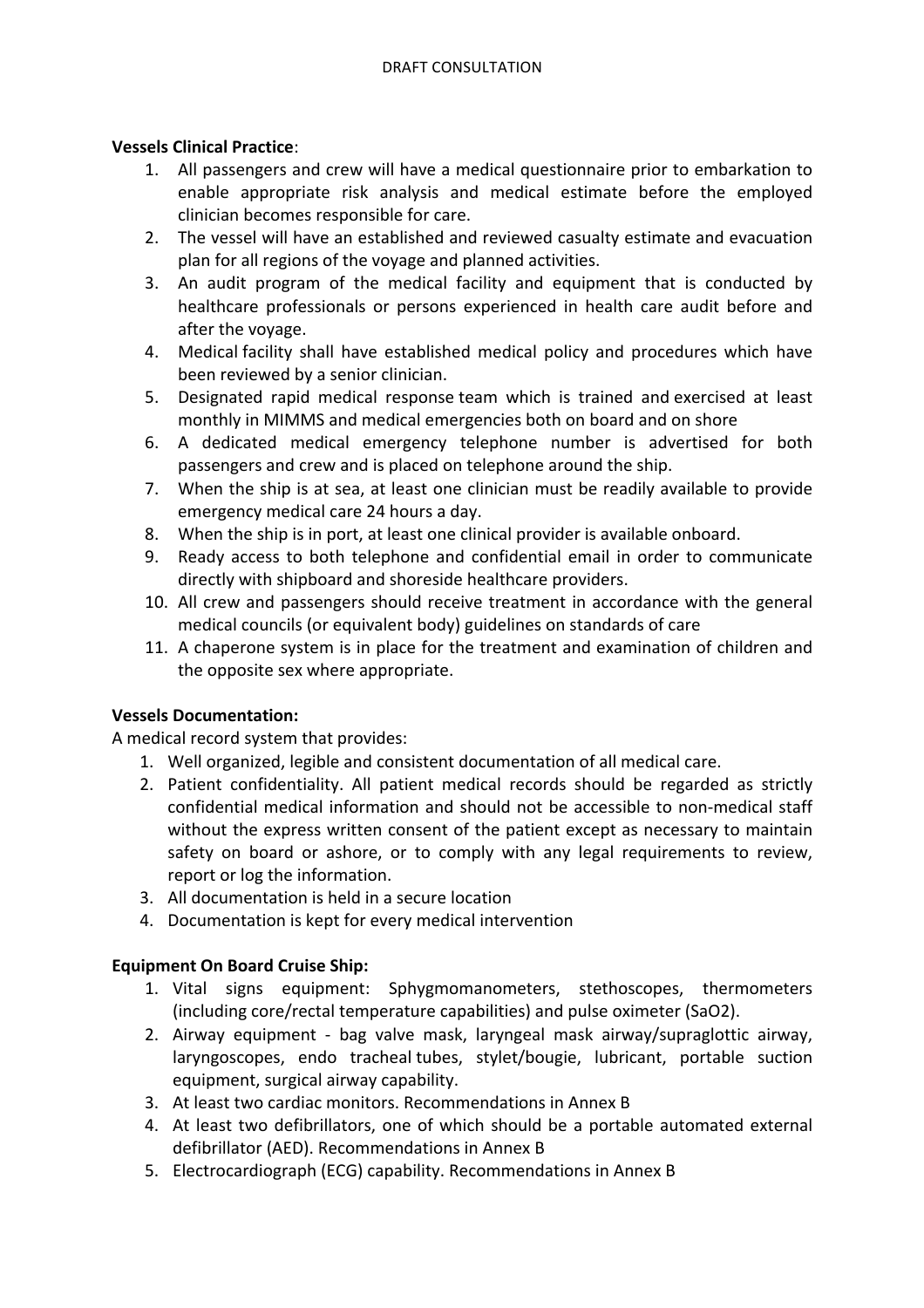**Vessels Clinical Practice**:

1. All passengers and crew will have a medical questionnaire prior to embarkation to enable appropriate risk analysis and medical estimate before the employed clinician becomes responsible for care.
2. The vessel will have an established and reviewed casualty estimate and evacuation plan for all regions of the voyage and planned activities.
3. An audit program of the medical facility and equipment that is conducted by healthcare professionals or persons experienced in health care audit before and after the voyage.
4. Medical facility shall have established medical policy and procedures which have been reviewed by a senior clinician.
5. Designated rapid medical response team which is trained and exercised at least monthly in MIMMS and medical emergencies both on board and on shore
6. A dedicated medical emergency telephone number is advertised for both passengers and crew and is placed on telephone around the ship.
7. When the ship is at sea, at least one clinician must be readily available to provide emergency medical care 24 hours a day.
8. When the ship is in port, at least one clinical provider is available onboard.
9. Ready access to both telephone and confidential email in order to communicate directly with shipboard and shoreside healthcare providers.
10. All crew and passengers should receive treatment in accordance with the general medical councils (or equivalent body) guidelines on standards of care
11. A chaperone system is in place for the treatment and examination of children and the opposite sex where appropriate.

**Vessels Documentation:**

A medical record system that provides:

1. Well organized, legible and consistent documentation of all medical care.
2. Patient confidentiality. All patient medical records should be regarded as strictly confidential medical information and should not be accessible to non-medical staff without the express written consent of the patient except as necessary to maintain safety on board or ashore, or to comply with any legal requirements to review, report or log the information.
3. All documentation is held in a secure location
4. Documentation is kept for every medical intervention

**Equipment On Board Cruise Ship:**

1. Vital signs equipment: Sphygmomanometers, stethoscopes, thermometers (including core/rectal temperature capabilities) and pulse oximeter (SaO2).
2. Airway equipment - bag valve mask, laryngeal mask airway/supraglottic airway, laryngoscopes, endo tracheal tubes, stylet/bougie, lubricant, portable suction equipment, surgical airway capability.
3. At least two cardiac monitors. Recommendations in Annex B
4. At least two defibrillators, one of which should be a portable automated external defibrillator (AED). Recommendations in Annex B
5. Electrocardiograph (ECG) capability. Recommendations in Annex B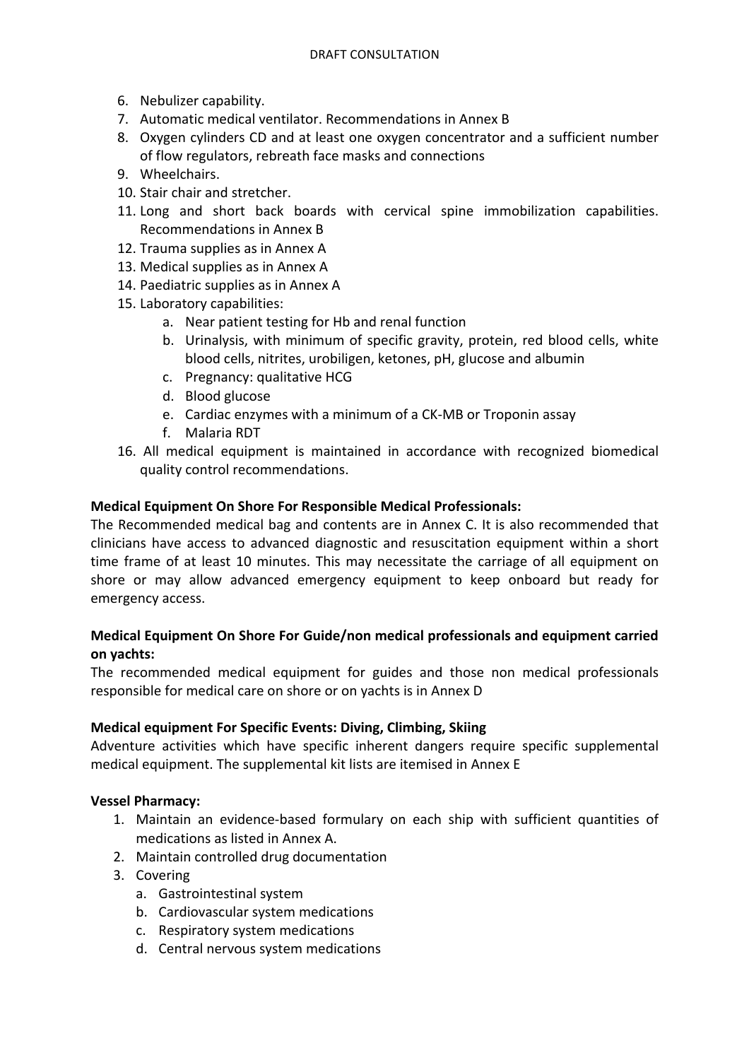6. Nebulizer capability.
7. Automatic medical ventilator. Recommendations in Annex B
8. Oxygen cylinders CD and at least one oxygen concentrator and a sufficient number of flow regulators, rebreath face masks and connections
9. Wheelchairs.
10. Stair chair and stretcher.
11. Long and short back boards with cervical spine immobilization capabilities. Recommendations in Annex B
12. Trauma supplies as in Annex A
13. Medical supplies as in Annex A
14. Paediatric supplies as in Annex A
15. Laboratory capabilities:
    a. Near patient testing for Hb and renal function
    b. Urinalysis, with minimum of specific gravity, protein, red blood cells, white blood cells, nitrites, urobiligen, ketones, pH, glucose and albumin
    c. Pregnancy: qualitative HCG
    d. Blood glucose
    e. Cardiac enzymes with a minimum of a CK-MB or Troponin assay
    f. Malaria RDT
16. All medical equipment is maintained in accordance with recognized biomedical quality control recommendations.

**Medical Equipment On Shore For Responsible Medical Professionals:**

The Recommended medical bag and contents are in Annex C. It is also recommended that clinicians have access to advanced diagnostic and resuscitation equipment within a short time frame of at least 10 minutes. This may necessitate the carriage of all equipment on shore or may allow advanced emergency equipment to keep onboard but ready for emergency access.

**Medical Equipment On Shore For Guide/non medical professionals and equipment carried on yachts:**

The recommended medical equipment for guides and those non medical professionals responsible for medical care on shore or on yachts is in Annex D

**Medical equipment For Specific Events: Diving, Climbing, Skiing**

Adventure activities which have specific inherent dangers require specific supplemental medical equipment. The supplemental kit lists are itemised in Annex E

**Vessel Pharmacy:**

1. Maintain an evidence-based formulary on each ship with sufficient quantities of medications as listed in Annex A.
2. Maintain controlled drug documentation
3. Covering
    a. Gastrointestinal system
    b. Cardiovascular system medications
    c. Respiratory system medications
    d. Central nervous system medications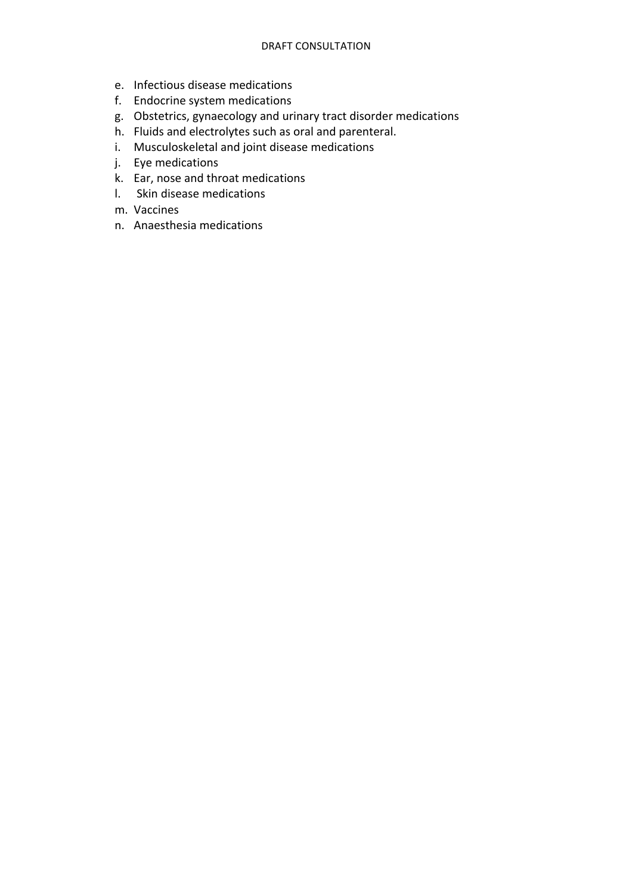e. Infectious disease medications
f. Endocrine system medications
g. Obstetrics, gynaecology and urinary tract disorder medications
h. Fluids and electrolytes such as oral and parenteral.
i. Musculoskeletal and joint disease medications
j. Eye medications
k. Ear, nose and throat medications
l. Skin disease medications
m. Vaccines
n. Anaesthesia medications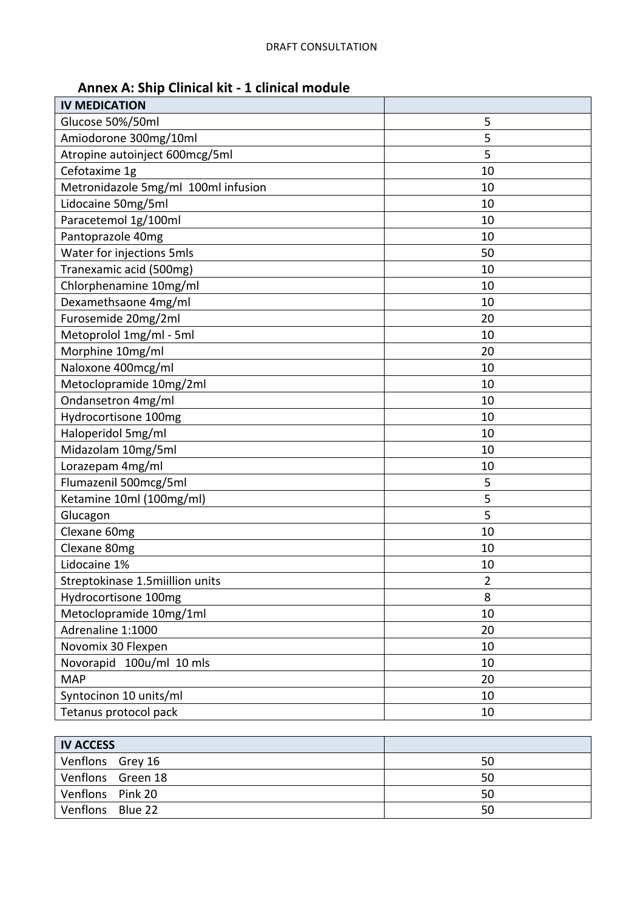## Annex A: Ship Clinical kit - 1 clinical module

| IV MEDICATION | |
|---|---|
| Glucose 50%/50ml | 5 |
| Amiodorone 300mg/10ml | 5 |
| Atropine autoinject 600mcg/5ml | 5 |
| Cefotaxime 1g | 10 |
| Metronidazole 5mg/ml 100ml infusion | 10 |
| Lidocaine 50mg/5ml | 10 |
| Paracetemol 1g/100ml | 10 |
| Pantoprazole 40mg | 10 |
| Water for injections 5mls | 50 |
| Tranexamic acid (500mg) | 10 |
| Chlorphenamine 10mg/ml | 10 |
| Dexamethsaone 4mg/ml | 10 |
| Furosemide 20mg/2ml | 20 |
| Metoprolol 1mg/ml - 5ml | 10 |
| Morphine 10mg/ml | 20 |
| Naloxone 400mcg/ml | 10 |
| Metoclopramide 10mg/2ml | 10 |
| Ondansetron 4mg/ml | 10 |
| Hydrocortisone 100mg | 10 |
| Haloperidol 5mg/ml | 10 |
| Midazolam 10mg/5ml | 10 |
| Lorazepam 4mg/ml | 10 |
| Flumazenil 500mcg/5ml | 5 |
| Ketamine 10ml (100mg/ml) | 5 |
| Glucagon | 5 |
| Clexane 60mg | 10 |
| Clexane 80mg | 10 |
| Lidocaine 1% | 10 |
| Streptokinase 1.5miillion units | 2 |
| Hydrocortisone 100mg | 8 |
| Metoclopramide 10mg/1ml | 10 |
| Adrenaline 1:1000 | 20 |
| Novomix 30 Flexpen | 10 |
| Novorapid 100u/ml 10 mls | 10 |
| MAP | 20 |
| Syntocinon 10 units/ml | 10 |
| Tetanus protocol pack | 10 |

| IV ACCESS | |
|---|---|
| Venflons Grey 16 | 50 |
| Venflons Green 18 | 50 |
| Venflons Pink 20 | 50 |
| Venflons Blue 22 | 50 |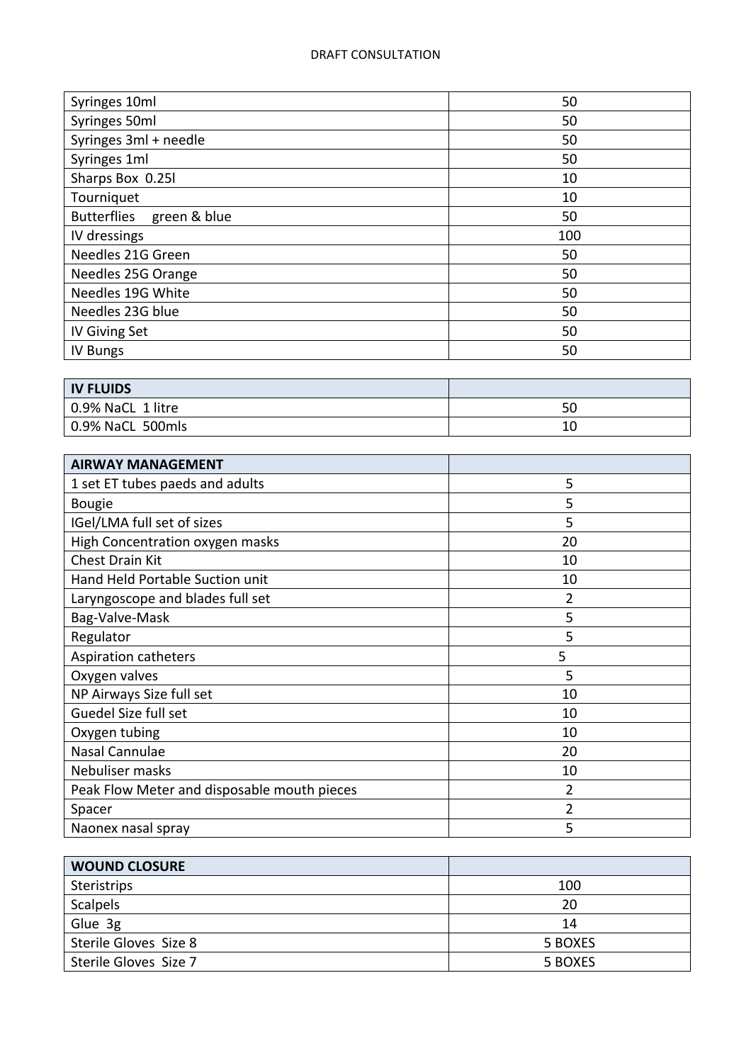| Syringes 10ml | 50 |
| --- | --- |
| Syringes 50ml | 50 |
| Syringes 3ml + needle | 50 |
| Syringes 1ml | 50 |
| Sharps Box 0.25l | 10 |
| Tourniquet | 10 |
| Butterflies green & blue | 50 |
| IV dressings | 100 |
| Needles 21G Green | 50 |
| Needles 25G Orange | 50 |
| Needles 19G White | 50 |
| Needles 23G blue | 50 |
| IV Giving Set | 50 |
| IV Bungs | 50 |

| IV FLUIDS | |
| --- | --- |
| 0.9% NaCL 1 litre | 50 |
| 0.9% NaCL 500mls | 10 |

| AIRWAY MANAGEMENT | |
| --- | --- |
| 1 set ET tubes paeds and adults | 5 |
| Bougie | 5 |
| IGel/LMA full set of sizes | 5 |
| High Concentration oxygen masks | 20 |
| Chest Drain Kit | 10 |
| Hand Held Portable Suction unit | 10 |
| Laryngoscope and blades full set | 2 |
| Bag-Valve-Mask | 5 |
| Regulator | 5 |
| Aspiration catheters | 5 |
| Oxygen valves | 5 |
| NP Airways Size full set | 10 |
| Guedel Size full set | 10 |
| Oxygen tubing | 10 |
| Nasal Cannulae | 20 |
| Nebuliser masks | 10 |
| Peak Flow Meter and disposable mouth pieces | 2 |
| Spacer | 2 |
| Naonex nasal spray | 5 |

| WOUND CLOSURE | |
| --- | --- |
| Steristrips | 100 |
| Scalpels | 20 |
| Glue 3g | 14 |
| Sterile Gloves Size 8 | 5 BOXES |
| Sterile Gloves Size 7 | 5 BOXES |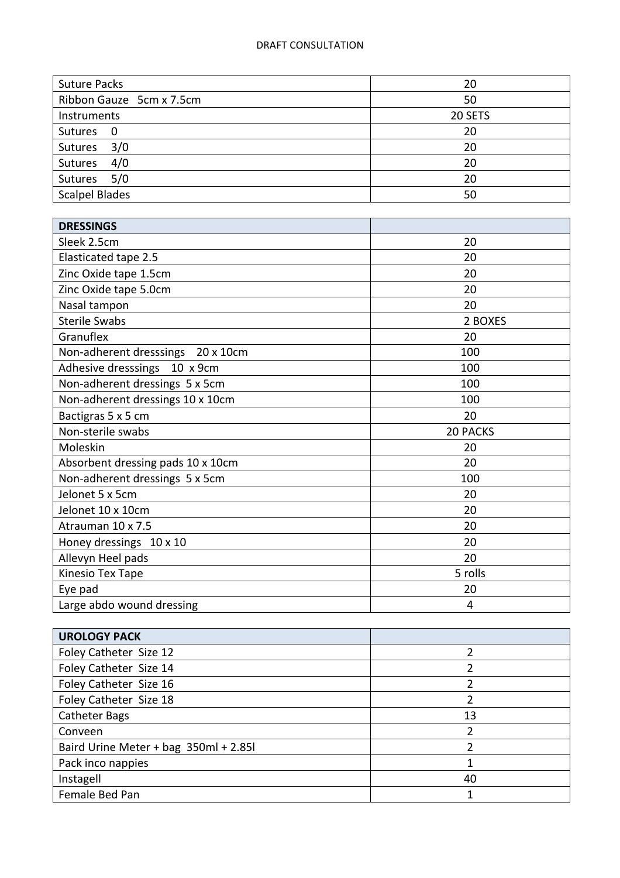| | |
|---|---|
| Suture Packs | 20 |
| Ribbon Gauze 5cm x 7.5cm | 50 |
| Instruments | 20 SETS |
| Sutures 0 | 20 |
| Sutures 3/0 | 20 |
| Sutures 4/0 | 20 |
| Sutures 5/0 | 20 |
| Scalpel Blades | 50 |

| **DRESSINGS** | |
|---|---|
| Sleek 2.5cm | 20 |
| Elasticated tape 2.5 | 20 |
| Zinc Oxide tape 1.5cm | 20 |
| Zinc Oxide tape 5.0cm | 20 |
| Nasal tampon | 20 |
| Sterile Swabs | 2 BOXES |
| Granuflex | 20 |
| Non-adherent dresssings 20 x 10cm | 100 |
| Adhesive dresssings 10 x 9cm | 100 |
| Non-adherent dressings 5 x 5cm | 100 |
| Non-adherent dressings 10 x 10cm | 100 |
| Bactigras 5 x 5 cm | 20 |
| Non-sterile swabs | 20 PACKS |
| Moleskin | 20 |
| Absorbent dressing pads 10 x 10cm | 20 |
| Non-adherent dressings 5 x 5cm | 100 |
| Jelonet 5 x 5cm | 20 |
| Jelonet 10 x 10cm | 20 |
| Atrauman 10 x 7.5 | 20 |
| Honey dressings 10 x 10 | 20 |
| Allevyn Heel pads | 20 |
| Kinesio Tex Tape | 5 rolls |
| Eye pad | 20 |
| Large abdo wound dressing | 4 |

| **UROLOGY PACK** | |
|---|---|
| Foley Catheter Size 12 | 2 |
| Foley Catheter Size 14 | 2 |
| Foley Catheter Size 16 | 2 |
| Foley Catheter Size 18 | 2 |
| Catheter Bags | 13 |
| Conveen | 2 |
| Baird Urine Meter + bag 350ml + 2.85l | 2 |
| Pack inco nappies | 1 |
| Instagell | 40 |
| Female Bed Pan | 1 |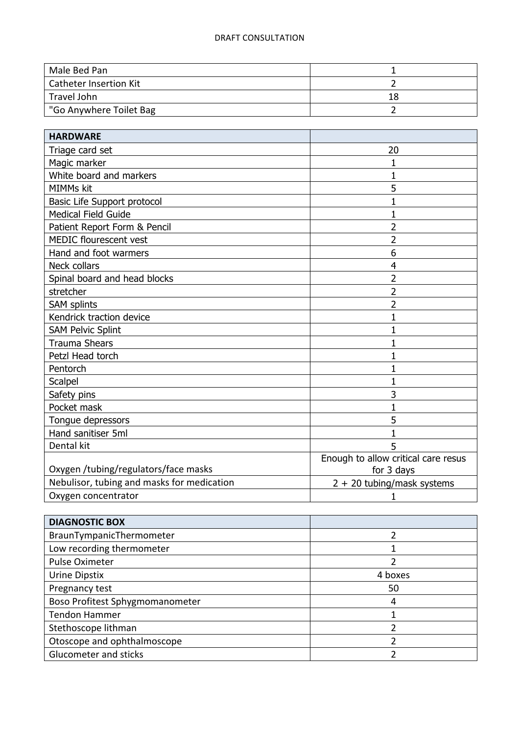| Male Bed Pan | 1 |
|---|---|
| Catheter Insertion Kit | 2 |
| Travel John | 18 |
| "Go Anywhere Toilet Bag | 2 |

| **HARDWARE** | |
|---|---|
| Triage card set | 20 |
| Magic marker | 1 |
| White board and markers | 1 |
| MIMMs kit | 5 |
| Basic Life Support protocol | 1 |
| Medical Field Guide | 1 |
| Patient Report Form & Pencil | 2 |
| MEDIC flourescent vest | 2 |
| Hand and foot warmers | 6 |
| Neck collars | 4 |
| Spinal board and head blocks | 2 |
| stretcher | 2 |
| SAM splints | 2 |
| Kendrick traction device | 1 |
| SAM Pelvic Splint | 1 |
| Trauma Shears | 1 |
| Petzl Head torch | 1 |
| Pentorch | 1 |
| Scalpel | 1 |
| Safety pins | 3 |
| Pocket mask | 1 |
| Tongue depressors | 5 |
| Hand sanitiser 5ml | 1 |
| Dental kit | 5 |
| Oxygen /tubing/regulators/face masks | Enough to allow critical care resus for 3 days |
| Nebulisor, tubing and masks for medication | 2 + 20 tubing/mask systems |
| Oxygen concentrator | 1 |

| **DIAGNOSTIC BOX** | |
|---|---|
| BraunTympanicThermometer | 2 |
| Low recording thermometer | 1 |
| Pulse Oximeter | 2 |
| Urine Dipstix | 4 boxes |
| Pregnancy test | 50 |
| Boso Profitest Sphygmomanometer | 4 |
| Tendon Hammer | 1 |
| Stethoscope lithman | 2 |
| Otoscope and ophthalmoscope | 2 |
| Glucometer and sticks | 2 |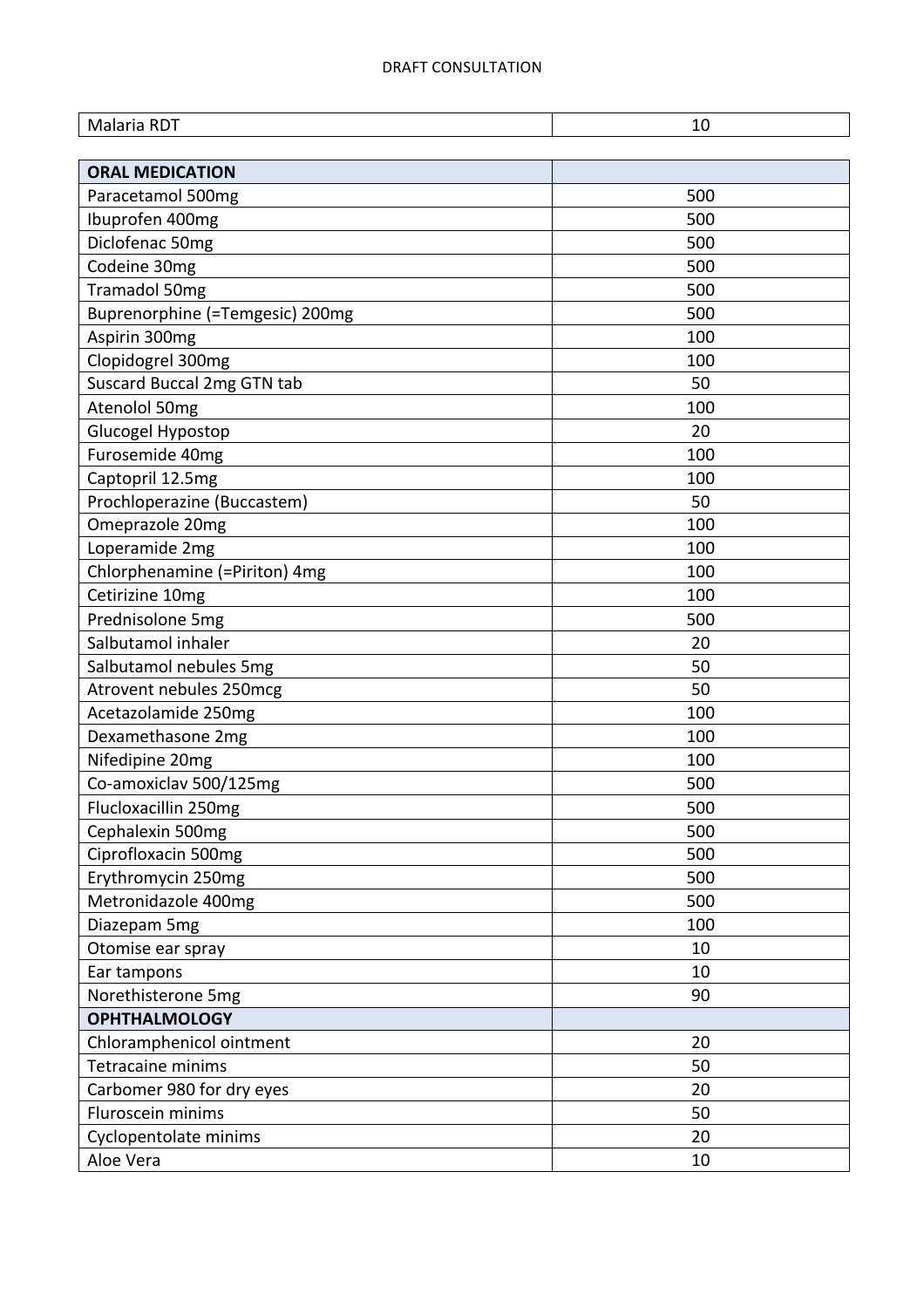| Malaria RDT | 10 |
|---|---|

| **ORAL MEDICATION** | |
|---|---|
| Paracetamol 500mg | 500 |
| Ibuprofen 400mg | 500 |
| Diclofenac 50mg | 500 |
| Codeine 30mg | 500 |
| Tramadol 50mg | 500 |
| Buprenorphine (=Temgesic) 200mg | 500 |
| Aspirin 300mg | 100 |
| Clopidogrel 300mg | 100 |
| Suscard Buccal 2mg GTN tab | 50 |
| Atenolol 50mg | 100 |
| Glucogel Hypostop | 20 |
| Furosemide 40mg | 100 |
| Captopril 12.5mg | 100 |
| Prochloperazine (Buccastem) | 50 |
| Omeprazole 20mg | 100 |
| Loperamide 2mg | 100 |
| Chlorphenamine (=Piriton) 4mg | 100 |
| Cetirizine 10mg | 100 |
| Prednisolone 5mg | 500 |
| Salbutamol inhaler | 20 |
| Salbutamol nebules 5mg | 50 |
| Atrovent nebules 250mcg | 50 |
| Acetazolamide 250mg | 100 |
| Dexamethasone 2mg | 100 |
| Nifedipine 20mg | 100 |
| Co-amoxiclav 500/125mg | 500 |
| Flucloxacillin 250mg | 500 |
| Cephalexin 500mg | 500 |
| Ciprofloxacin 500mg | 500 |
| Erythromycin 250mg | 500 |
| Metronidazole 400mg | 500 |
| Diazepam 5mg | 100 |
| Otomise ear spray | 10 |
| Ear tampons | 10 |
| Norethisterone 5mg | 90 |
| **OPHTHALMOLOGY** | |
| Chloramphenicol ointment | 20 |
| Tetracaine minims | 50 |
| Carbomer 980 for dry eyes | 20 |
| Fluroscein minims | 50 |
| Cyclopentolate minims | 20 |
| Aloe Vera | 10 |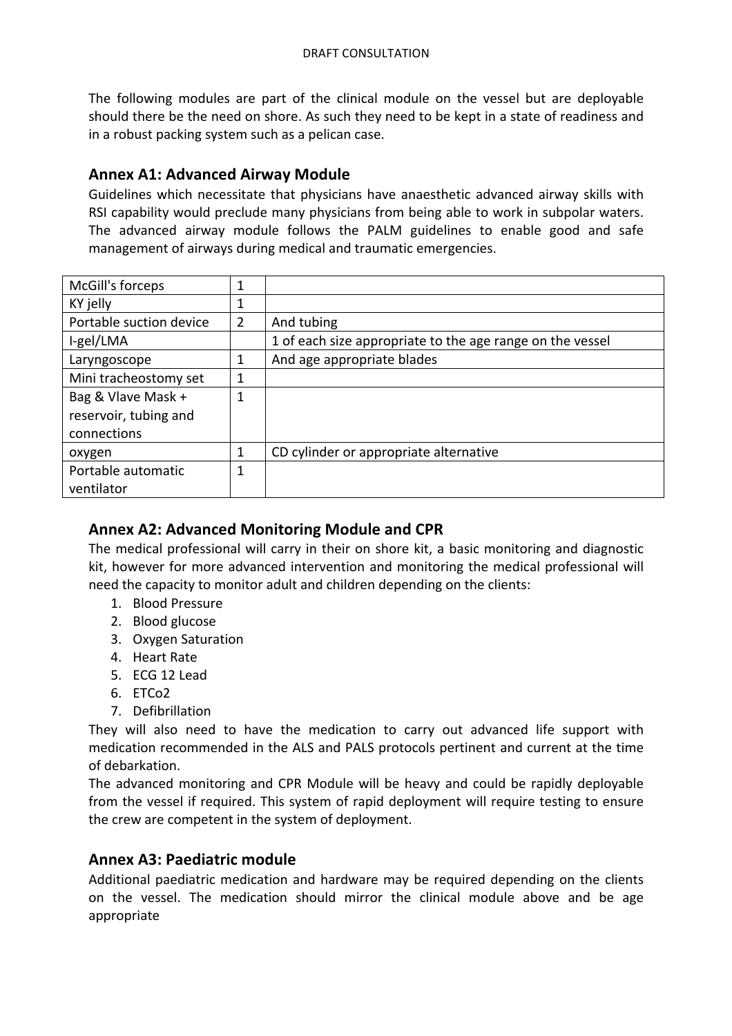The following modules are part of the clinical module on the vessel but are deployable should there be the need on shore. As such they need to be kept in a state of readiness and in a robust packing system such as a pelican case.

## Annex A1: Advanced Airway Module

Guidelines which necessitate that physicians have anaesthetic advanced airway skills with RSI capability would preclude many physicians from being able to work in subpolar waters. The advanced airway module follows the PALM guidelines to enable good and safe management of airways during medical and traumatic emergencies.

| | | |
|---|---|---|
| McGill's forceps | 1 | |
| KY jelly | 1 | |
| Portable suction device | 2 | And tubing |
| I-gel/LMA | | 1 of each size appropriate to the age range on the vessel |
| Laryngoscope | 1 | And age appropriate blades |
| Mini tracheostomy set | 1 | |
| Bag & Vlave Mask + reservoir, tubing and connections | 1 | |
| oxygen | 1 | CD cylinder or appropriate alternative |
| Portable automatic ventilator | 1 | |

## Annex A2: Advanced Monitoring Module and CPR

The medical professional will carry in their on shore kit, a basic monitoring and diagnostic kit, however for more advanced intervention and monitoring the medical professional will need the capacity to monitor adult and children depending on the clients:

1. Blood Pressure
2. Blood glucose
3. Oxygen Saturation
4. Heart Rate
5. ECG 12 Lead
6. ETCo2
7. Defibrillation

They will also need to have the medication to carry out advanced life support with medication recommended in the ALS and PALS protocols pertinent and current at the time of debarkation.

The advanced monitoring and CPR Module will be heavy and could be rapidly deployable from the vessel if required. This system of rapid deployment will require testing to ensure the crew are competent in the system of deployment.

## Annex A3: Paediatric module

Additional paediatric medication and hardware may be required depending on the clients on the vessel. The medication should mirror the clinical module above and be age appropriate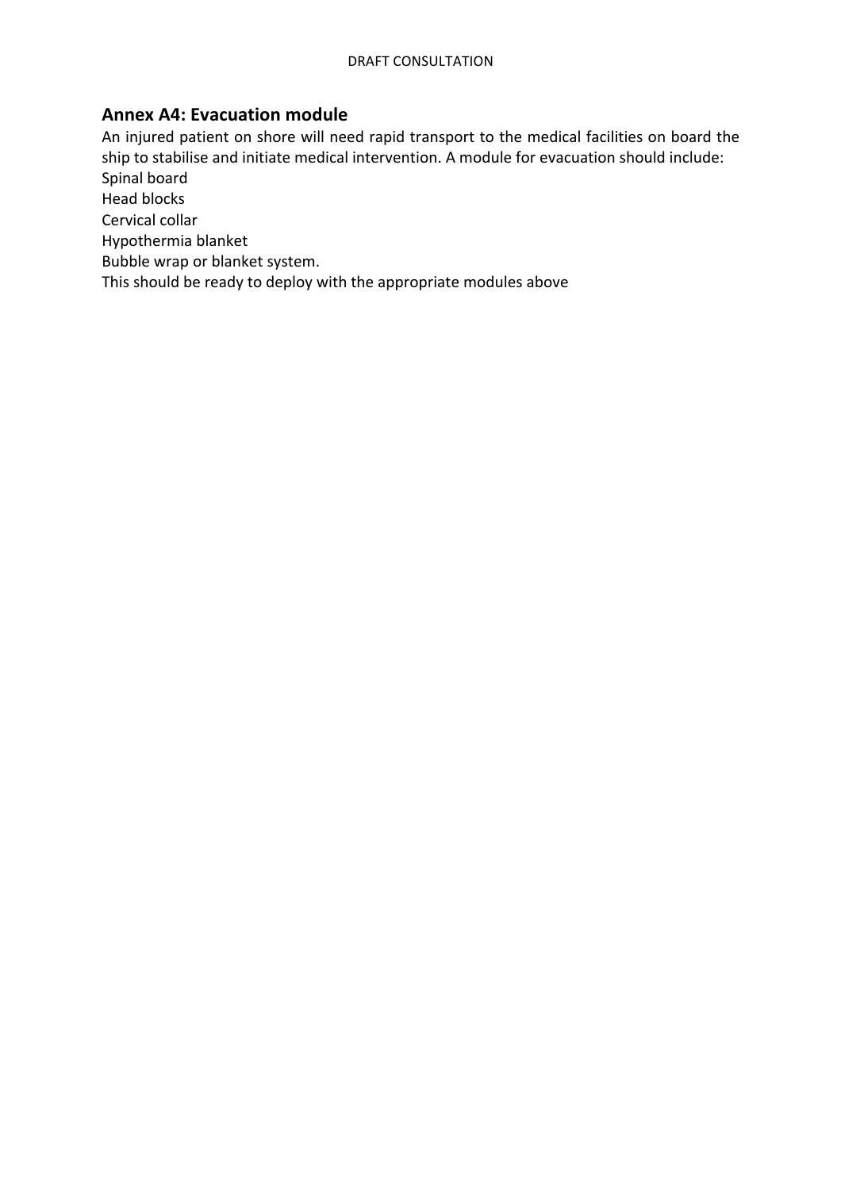## Annex A4: Evacuation module

An injured patient on shore will need rapid transport to the medical facilities on board the ship to stabilise and initiate medical intervention. A module for evacuation should include:

Spinal board
Head blocks
Cervical collar
Hypothermia blanket
Bubble wrap or blanket system.
This should be ready to deploy with the appropriate modules above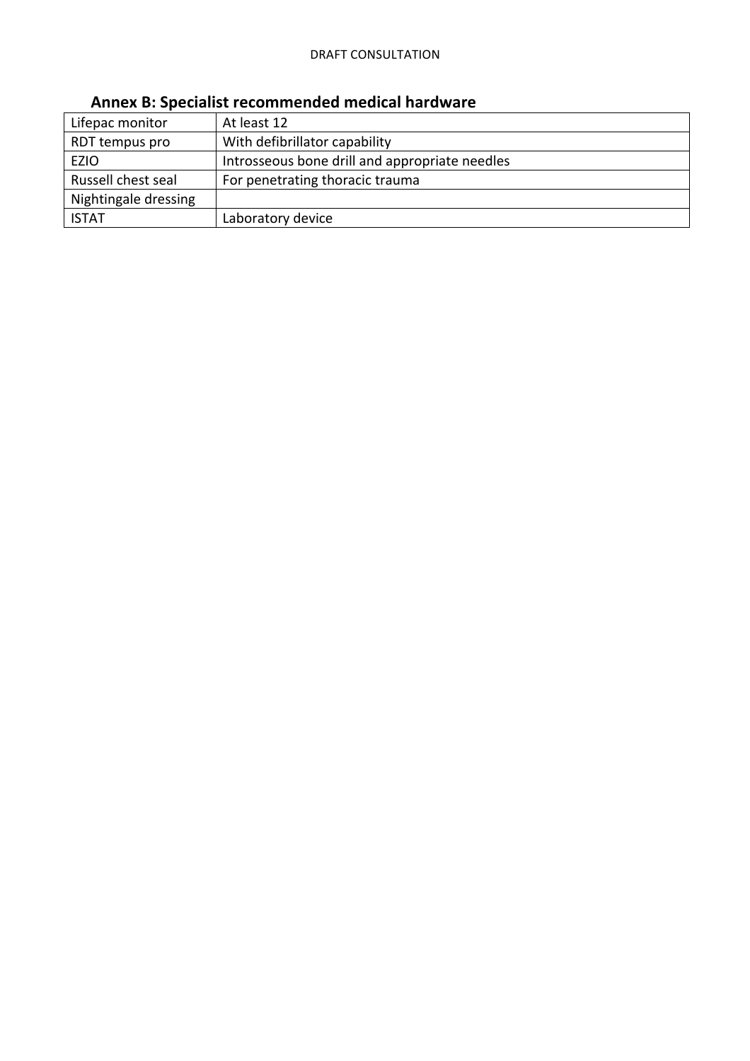## Annex B: Specialist recommended medical hardware

| Lifepac monitor | At least 12 |
|---|---|
| RDT tempus pro | With defibrillator capability |
| EZIO | Introsseous bone drill and appropriate needles |
| Russell chest seal | For penetrating thoracic trauma |
| Nightingale dressing | |
| ISTAT | Laboratory device |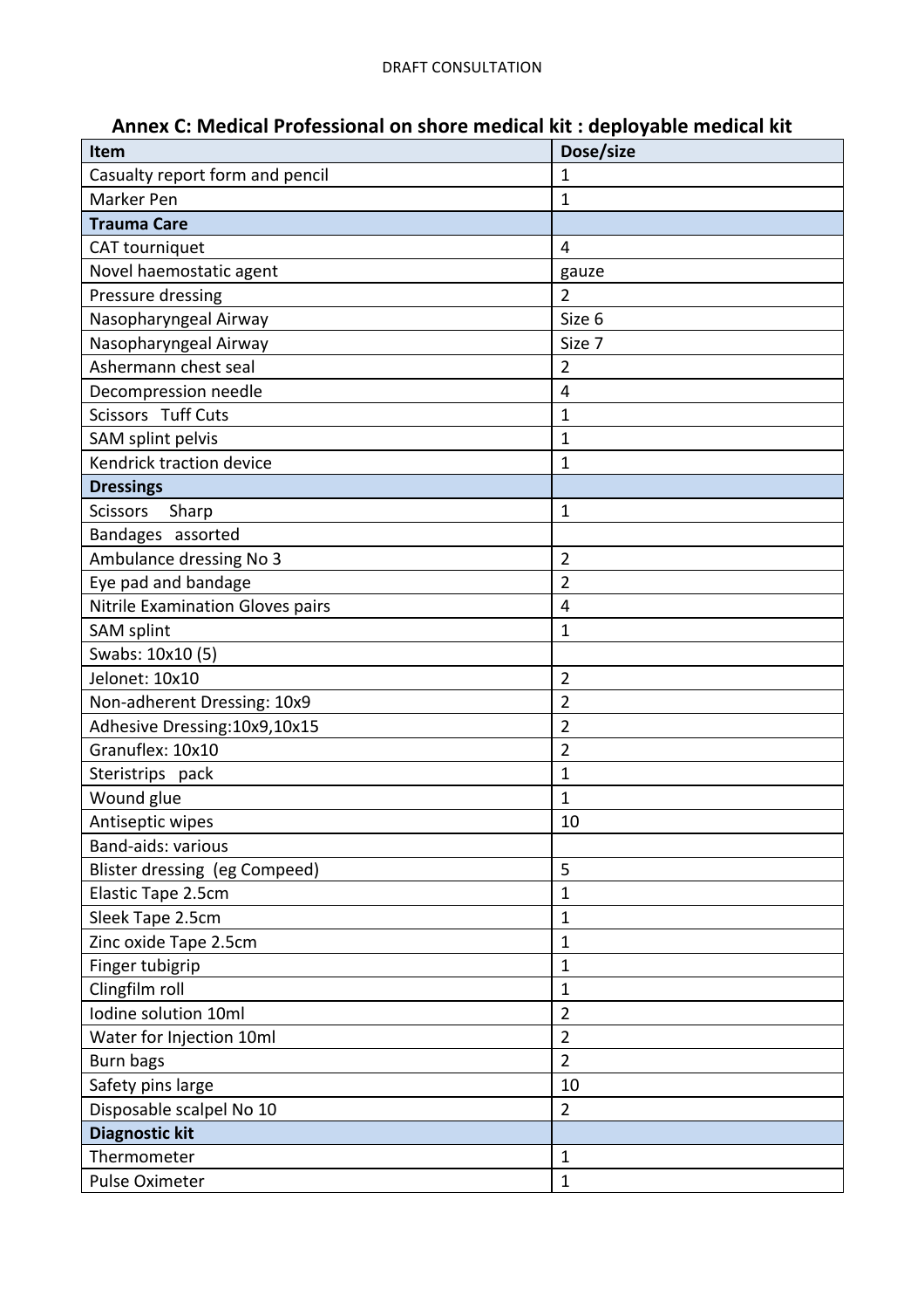## Annex C: Medical Professional on shore medical kit : deployable medical kit

| Item | Dose/size |
|---|---|
| Casualty report form and pencil | 1 |
| Marker Pen | 1 |
| **Trauma Care** | |
| CAT tourniquet | 4 |
| Novel haemostatic agent | gauze |
| Pressure dressing | 2 |
| Nasopharyngeal Airway | Size 6 |
| Nasopharyngeal Airway | Size 7 |
| Ashermann chest seal | 2 |
| Decompression needle | 4 |
| Scissors Tuff Cuts | 1 |
| SAM splint pelvis | 1 |
| Kendrick traction device | 1 |
| **Dressings** | |
| Scissors Sharp | 1 |
| Bandages assorted | |
| Ambulance dressing No 3 | 2 |
| Eye pad and bandage | 2 |
| Nitrile Examination Gloves pairs | 4 |
| SAM splint | 1 |
| Swabs: 10x10 (5) | |
| Jelonet: 10x10 | 2 |
| Non-adherent Dressing: 10x9 | 2 |
| Adhesive Dressing:10x9,10x15 | 2 |
| Granuflex: 10x10 | 2 |
| Steristrips pack | 1 |
| Wound glue | 1 |
| Antiseptic wipes | 10 |
| Band-aids: various | |
| Blister dressing (eg Compeed) | 5 |
| Elastic Tape 2.5cm | 1 |
| Sleek Tape 2.5cm | 1 |
| Zinc oxide Tape 2.5cm | 1 |
| Finger tubigrip | 1 |
| Clingfilm roll | 1 |
| Iodine solution 10ml | 2 |
| Water for Injection 10ml | 2 |
| Burn bags | 2 |
| Safety pins large | 10 |
| Disposable scalpel No 10 | 2 |
| **Diagnostic kit** | |
| Thermometer | 1 |
| Pulse Oximeter | 1 |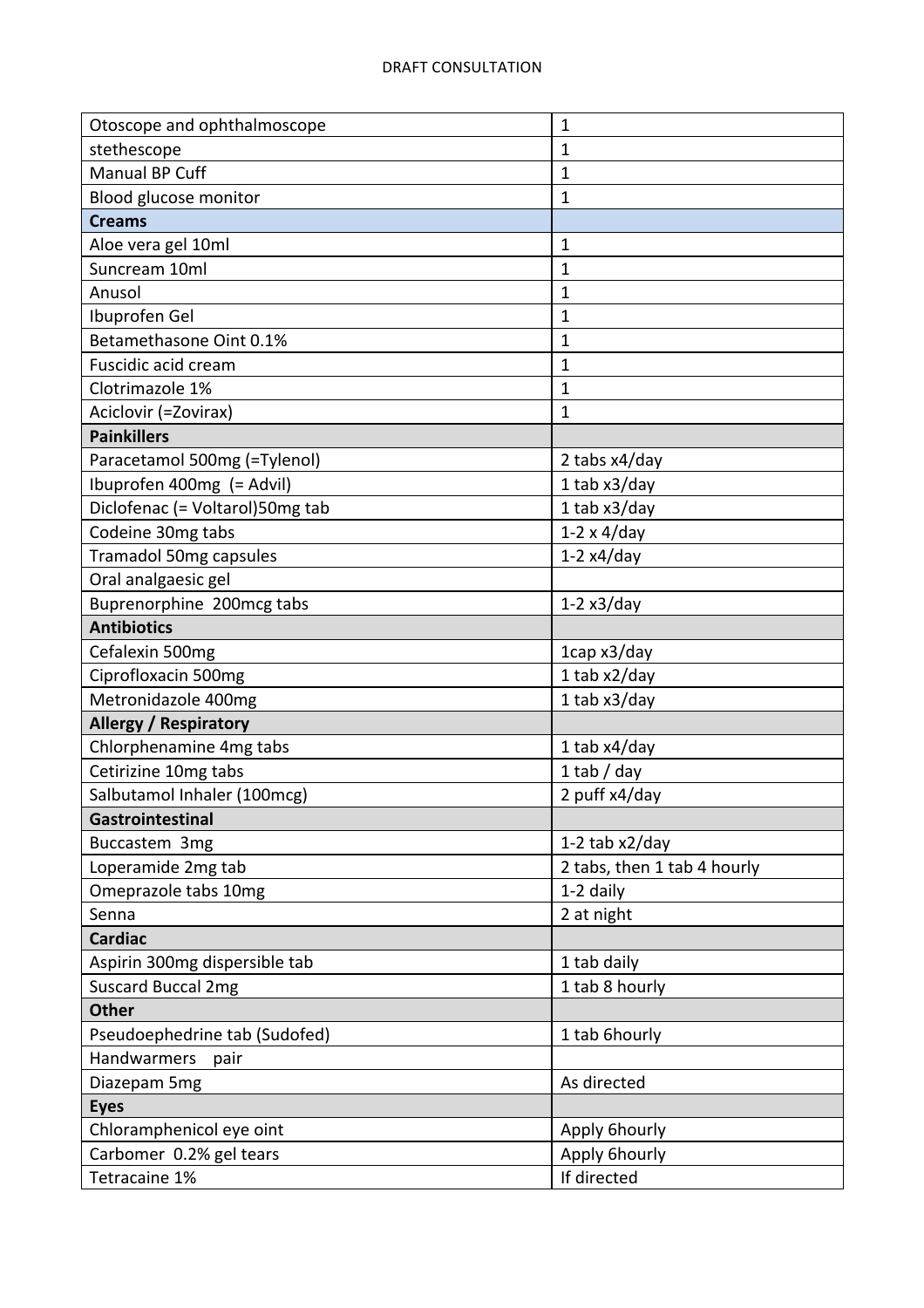| | |
|---|---|
| Otoscope and ophthalmoscope | 1 |
| stethescope | 1 |
| Manual BP Cuff | 1 |
| Blood glucose monitor | 1 |
| **Creams** | |
| Aloe vera gel 10ml | 1 |
| Suncream 10ml | 1 |
| Anusol | 1 |
| Ibuprofen Gel | 1 |
| Betamethasone Oint 0.1% | 1 |
| Fuscidic acid cream | 1 |
| Clotrimazole 1% | 1 |
| Aciclovir (=Zovirax) | 1 |
| **Painkillers** | |
| Paracetamol 500mg (=Tylenol) | 2 tabs x4/day |
| Ibuprofen 400mg (= Advil) | 1 tab x3/day |
| Diclofenac (= Voltarol)50mg tab | 1 tab x3/day |
| Codeine 30mg tabs | 1-2 x 4/day |
| Tramadol 50mg capsules | 1-2 x4/day |
| Oral analgaesic gel | |
| Buprenorphine 200mcg tabs | 1-2 x3/day |
| **Antibiotics** | |
| Cefalexin 500mg | 1cap x3/day |
| Ciprofloxacin 500mg | 1 tab x2/day |
| Metronidazole 400mg | 1 tab x3/day |
| **Allergy / Respiratory** | |
| Chlorphenamine 4mg tabs | 1 tab x4/day |
| Cetirizine 10mg tabs | 1 tab / day |
| Salbutamol Inhaler (100mcg) | 2 puff x4/day |
| **Gastrointestinal** | |
| Buccastem 3mg | 1-2 tab x2/day |
| Loperamide 2mg tab | 2 tabs, then 1 tab 4 hourly |
| Omeprazole tabs 10mg | 1-2 daily |
| Senna | 2 at night |
| **Cardiac** | |
| Aspirin 300mg dispersible tab | 1 tab daily |
| Suscard Buccal 2mg | 1 tab 8 hourly |
| **Other** | |
| Pseudoephedrine tab (Sudofed) | 1 tab 6hourly |
| Handwarmers pair | |
| Diazepam 5mg | As directed |
| **Eyes** | |
| Chloramphenicol eye oint | Apply 6hourly |
| Carbomer 0.2% gel tears | Apply 6hourly |
| Tetracaine 1% | If directed |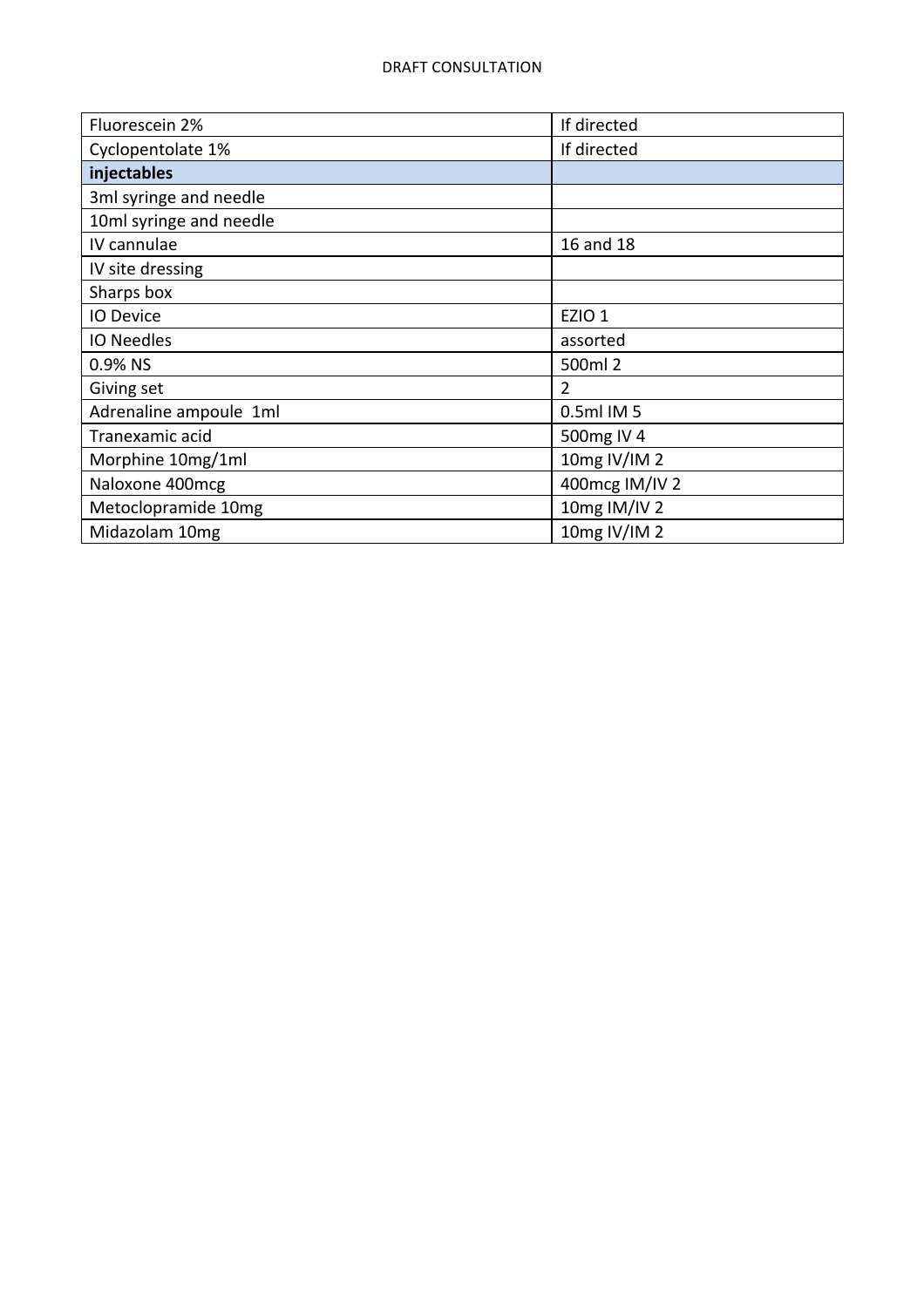| Fluorescein 2% | If directed |
|---|---|
| Cyclopentolate 1% | If directed |
| **injectables** | |
| 3ml syringe and needle | |
| 10ml syringe and needle | |
| IV cannulae | 16 and 18 |
| IV site dressing | |
| Sharps box | |
| IO Device | EZIO 1 |
| IO Needles | assorted |
| 0.9% NS | 500ml 2 |
| Giving set | 2 |
| Adrenaline ampoule 1ml | 0.5ml IM 5 |
| Tranexamic acid | 500mg IV 4 |
| Morphine 10mg/1ml | 10mg IV/IM 2 |
| Naloxone 400mcg | 400mcg IM/IV 2 |
| Metoclopramide 10mg | 10mg IM/IV 2 |
| Midazolam 10mg | 10mg IV/IM 2 |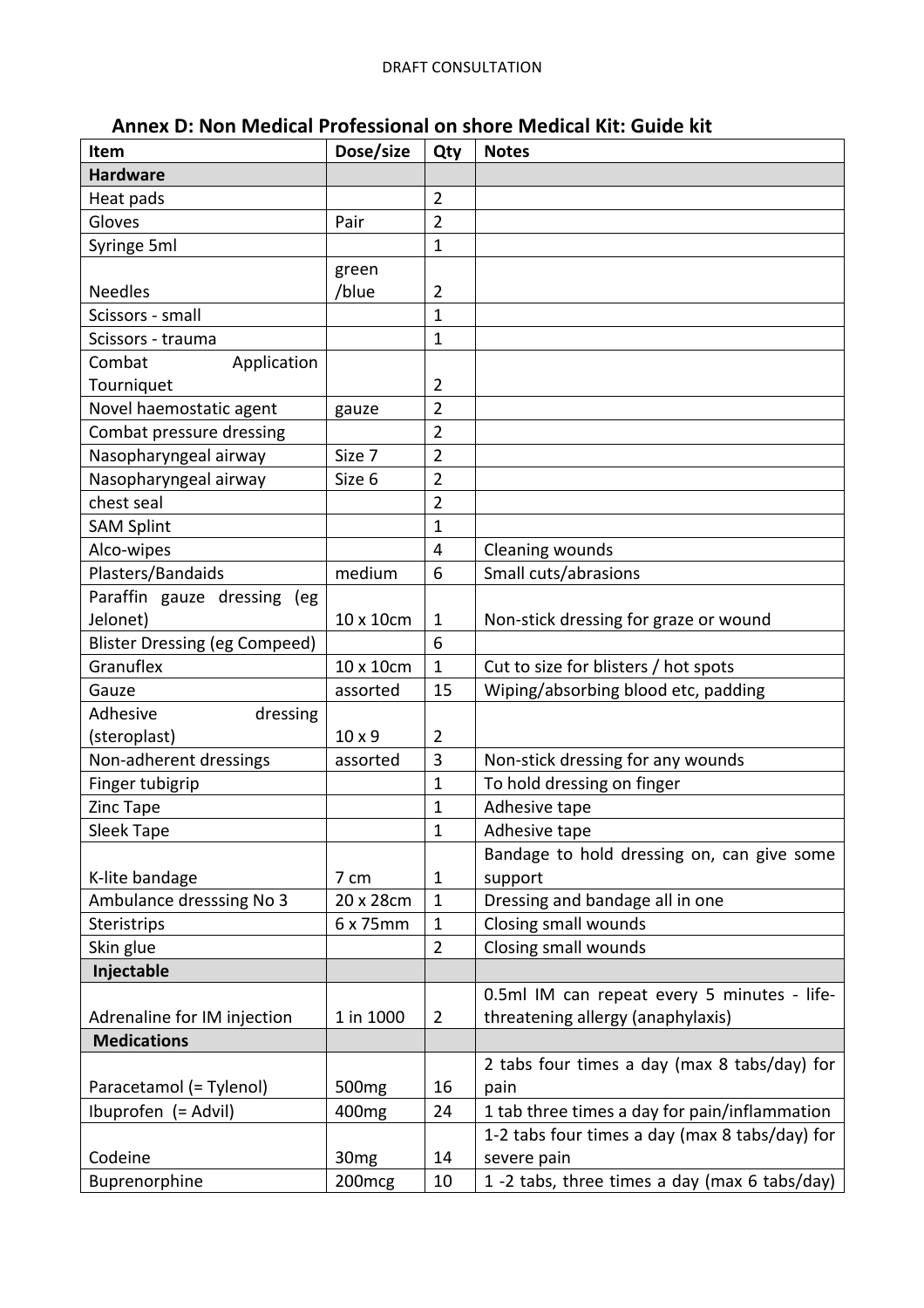## Annex D: Non Medical Professional on shore Medical Kit: Guide kit

| Item | Dose/size | Qty | Notes |
|---|---|---|---|
| **Hardware** | | | |
| Heat pads | | 2 | |
| Gloves | Pair | 2 | |
| Syringe 5ml | | 1 | |
| Needles | green /blue | 2 | |
| Scissors - small | | 1 | |
| Scissors - trauma | | 1 | |
| Combat Application Tourniquet | | 2 | |
| Novel haemostatic agent | gauze | 2 | |
| Combat pressure dressing | | 2 | |
| Nasopharyngeal airway | Size 7 | 2 | |
| Nasopharyngeal airway | Size 6 | 2 | |
| chest seal | | 2 | |
| SAM Splint | | 1 | |
| Alco-wipes | | 4 | Cleaning wounds |
| Plasters/Bandaids | medium | 6 | Small cuts/abrasions |
| Paraffin gauze dressing (eg Jelonet) | 10 x 10cm | 1 | Non-stick dressing for graze or wound |
| Blister Dressing (eg Compeed) | | 6 | |
| Granuflex | 10 x 10cm | 1 | Cut to size for blisters / hot spots |
| Gauze | assorted | 15 | Wiping/absorbing blood etc, padding |
| Adhesive dressing (steroplast) | 10 x 9 | 2 | |
| Non-adherent dressings | assorted | 3 | Non-stick dressing for any wounds |
| Finger tubigrip | | 1 | To hold dressing on finger |
| Zinc Tape | | 1 | Adhesive tape |
| Sleek Tape | | 1 | Adhesive tape |
| K-lite bandage | 7 cm | 1 | Bandage to hold dressing on, can give some support |
| Ambulance dresssing No 3 | 20 x 28cm | 1 | Dressing and bandage all in one |
| Steristrips | 6 x 75mm | 1 | Closing small wounds |
| Skin glue | | 2 | Closing small wounds |
| **Injectable** | | | |
| Adrenaline for IM injection | 1 in 1000 | 2 | 0.5ml IM can repeat every 5 minutes - life-threatening allergy (anaphylaxis) |
| **Medications** | | | |
| Paracetamol (= Tylenol) | 500mg | 16 | 2 tabs four times a day (max 8 tabs/day) for pain |
| Ibuprofen (= Advil) | 400mg | 24 | 1 tab three times a day for pain/inflammation |
| Codeine | 30mg | 14 | 1-2 tabs four times a day (max 8 tabs/day) for severe pain |
| Buprenorphine | 200mcg | 10 | 1 -2 tabs, three times a day (max 6 tabs/day) |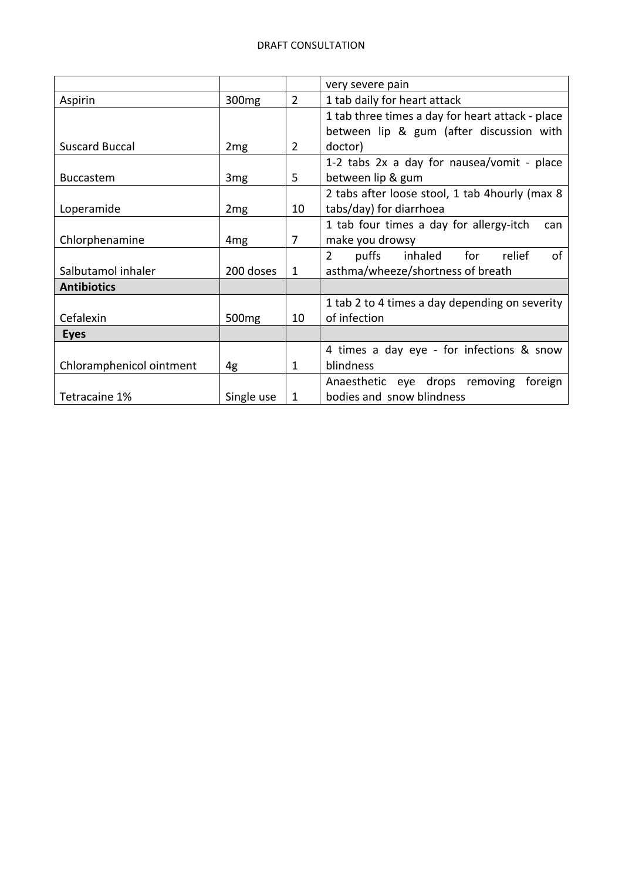| | | | |
|---|---|---|---|
| | | | very severe pain |
| Aspirin | 300mg | 2 | 1 tab daily for heart attack |
| Suscard Buccal | 2mg | 2 | 1 tab three times a day for heart attack - place between lip & gum (after discussion with doctor) |
| Buccastem | 3mg | 5 | 1-2 tabs 2x a day for nausea/vomit - place between lip & gum |
| Loperamide | 2mg | 10 | 2 tabs after loose stool, 1 tab 4hourly (max 8 tabs/day) for diarrhoea |
| Chlorphenamine | 4mg | 7 | 1 tab four times a day for allergy-itch can make you drowsy |
| Salbutamol inhaler | 200 doses | 1 | 2 puffs inhaled for relief of asthma/wheeze/shortness of breath |
| **Antibiotics** | | | |
| Cefalexin | 500mg | 10 | 1 tab 2 to 4 times a day depending on severity of infection |
| **Eyes** | | | |
| Chloramphenicol ointment | 4g | 1 | 4 times a day eye - for infections & snow blindness |
| Tetracaine 1% | Single use | 1 | Anaesthetic eye drops removing foreign bodies and snow blindness |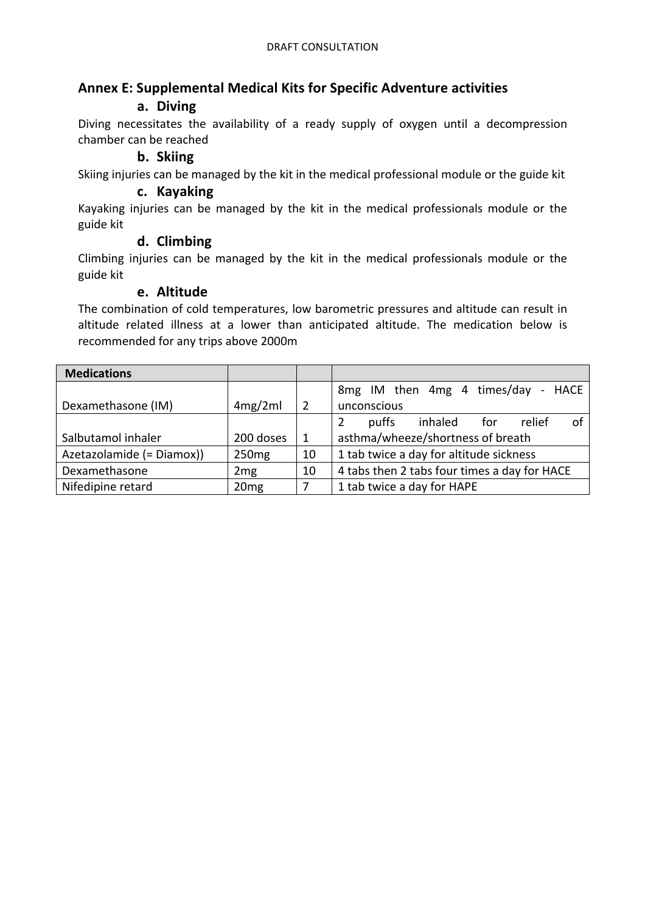## Annex E: Supplemental Medical Kits for Specific Adventure activities

### a. Diving

Diving necessitates the availability of a ready supply of oxygen until a decompression chamber can be reached

### b. Skiing

Skiing injuries can be managed by the kit in the medical professional module or the guide kit

### c. Kayaking

Kayaking injuries can be managed by the kit in the medical professionals module or the guide kit

### d. Climbing

Climbing injuries can be managed by the kit in the medical professionals module or the guide kit

### e. Altitude

The combination of cold temperatures, low barometric pressures and altitude can result in altitude related illness at a lower than anticipated altitude. The medication below is recommended for any trips above 2000m

| Medications | | | |
|---|---|---|---|
| Dexamethasone (IM) | 4mg/2ml | 2 | 8mg IM then 4mg 4 times/day - HACE unconscious |
| Salbutamol inhaler | 200 doses | 1 | 2 puffs inhaled for relief of asthma/wheeze/shortness of breath |
| Azetazolamide (= Diamox)) | 250mg | 10 | 1 tab twice a day for altitude sickness |
| Dexamethasone | 2mg | 10 | 4 tabs then 2 tabs four times a day for HACE |
| Nifedipine retard | 20mg | 7 | 1 tab twice a day for HAPE |